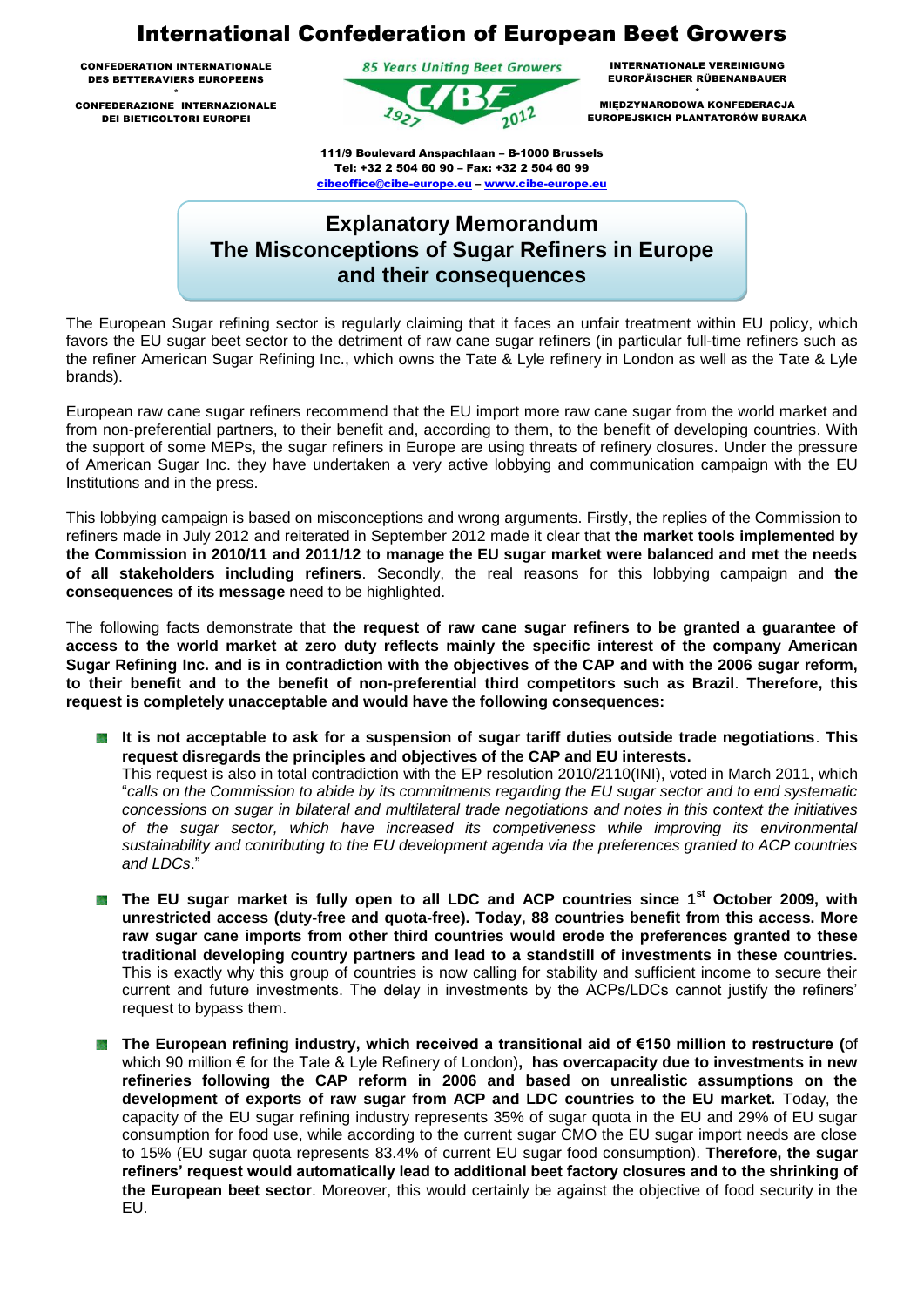# International Confederation of European Beet Growers

CONFEDERATION INTERNATIONALE DES BETTERAVIERS EUROPEENS
*
CONFEDERAZIONE INTERNAZIONALE DEI BIETICOLTORI EUROPEI

85 Years Uniting Beet Growers
CIBE
1927 2012

INTERNATIONALE VEREINIGUNG EUROPÄISCHER RÜBENANBAUER
*
MIĘDZYNARODOWA KONFEDERACJA EUROPEJSKICH PLANTATORÓW BURAKA

111/9 Boulevard Anspachlaan – B-1000 Brussels
Tel: +32 2 504 60 90 – Fax: +32 2 504 60 99
cibeoffice@cibe-europe.eu – www.cibe-europe.eu

## Explanatory Memorandum
## The Misconceptions of Sugar Refiners in Europe and their consequences

The European Sugar refining sector is regularly claiming that it faces an unfair treatment within EU policy, which favors the EU sugar beet sector to the detriment of raw cane sugar refiners (in particular full-time refiners such as the refiner American Sugar Refining Inc., which owns the Tate & Lyle refinery in London as well as the Tate & Lyle brands).

European raw cane sugar refiners recommend that the EU import more raw cane sugar from the world market and from non-preferential partners, to their benefit and, according to them, to the benefit of developing countries. With the support of some MEPs, the sugar refiners in Europe are using threats of refinery closures. Under the pressure of American Sugar Inc. they have undertaken a very active lobbying and communication campaign with the EU Institutions and in the press.

This lobbying campaign is based on misconceptions and wrong arguments. Firstly, the replies of the Commission to refiners made in July 2012 and reiterated in September 2012 made it clear that **the market tools implemented by the Commission in 2010/11 and 2011/12 to manage the EU sugar market were balanced and met the needs of all stakeholders including refiners**. Secondly, the real reasons for this lobbying campaign and **the consequences of its message** need to be highlighted.

The following facts demonstrate that **the request of raw cane sugar refiners to be granted a guarantee of access to the world market at zero duty reflects mainly the specific interest of the company American Sugar Refining Inc. and is in contradiction with the objectives of the CAP and with the 2006 sugar reform, to their benefit and to the benefit of non-preferential third competitors such as Brazil**. **Therefore, this request is completely unacceptable and would have the following consequences:**

- **It is not acceptable to ask for a suspension of sugar tariff duties outside trade negotiations**. **This request disregards the principles and objectives of the CAP and EU interests.**
  This request is also in total contradiction with the EP resolution 2010/2110(INI), voted in March 2011, which "*calls on the Commission to abide by its commitments regarding the EU sugar sector and to end systematic concessions on sugar in bilateral and multilateral trade negotiations and notes in this context the initiatives of the sugar sector, which have increased its competiveness while improving its environmental sustainability and contributing to the EU development agenda via the preferences granted to ACP countries and LDCs*."

- **The EU sugar market is fully open to all LDC and ACP countries since 1st October 2009, with unrestricted access (duty-free and quota-free). Today, 88 countries benefit from this access. More raw sugar cane imports from other third countries would erode the preferences granted to these traditional developing country partners and lead to a standstill of investments in these countries.** This is exactly why this group of countries is now calling for stability and sufficient income to secure their current and future investments. The delay in investments by the ACPs/LDCs cannot justify the refiners' request to bypass them.

- **The European refining industry, which received a transitional aid of €150 million to restructure (**of which 90 million € for the Tate & Lyle Refinery of London)**, has overcapacity due to investments in new refineries following the CAP reform in 2006 and based on unrealistic assumptions on the development of exports of raw sugar from ACP and LDC countries to the EU market.** Today, the capacity of the EU sugar refining industry represents 35% of sugar quota in the EU and 29% of EU sugar consumption for food use, while according to the current sugar CMO the EU sugar import needs are close to 15% (EU sugar quota represents 83.4% of current EU sugar food consumption). **Therefore, the sugar refiners' request would automatically lead to additional beet factory closures and to the shrinking of the European beet sector**. Moreover, this would certainly be against the objective of food security in the EU.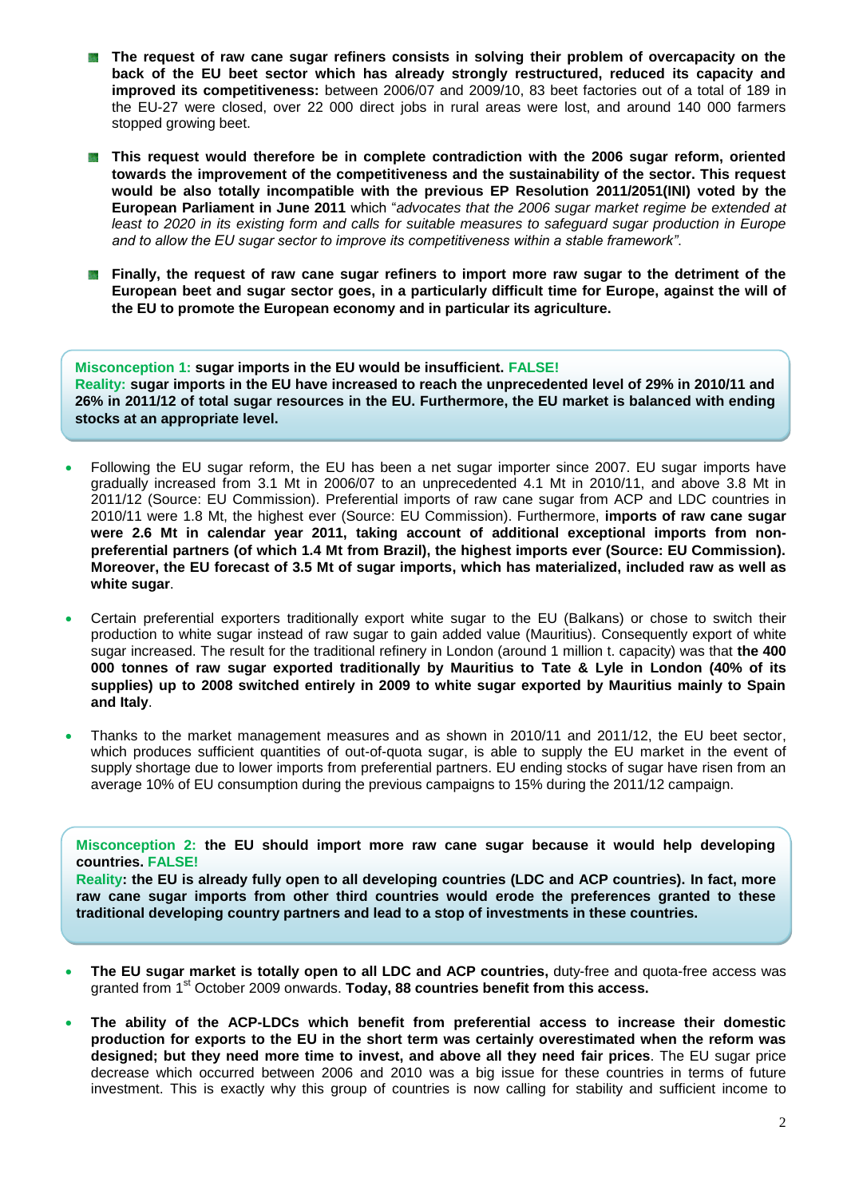- **The request of raw cane sugar refiners consists in solving their problem of overcapacity on the back of the EU beet sector which has already strongly restructured, reduced its capacity and improved its competitiveness:** between 2006/07 and 2009/10, 83 beet factories out of a total of 189 in the EU-27 were closed, over 22 000 direct jobs in rural areas were lost, and around 140 000 farmers stopped growing beet.

- **This request would therefore be in complete contradiction with the 2006 sugar reform, oriented towards the improvement of the competitiveness and the sustainability of the sector. This request would be also totally incompatible with the previous EP Resolution 2011/2051(INI) voted by the European Parliament in June 2011** which "*advocates that the 2006 sugar market regime be extended at least to 2020 in its existing form and calls for suitable measures to safeguard sugar production in Europe and to allow the EU sugar sector to improve its competitiveness within a stable framework".*

- **Finally, the request of raw cane sugar refiners to import more raw sugar to the detriment of the European beet and sugar sector goes, in a particularly difficult time for Europe, against the will of the EU to promote the European economy and in particular its agriculture.**

**Misconception 1: sugar imports in the EU would be insufficient. FALSE!**
**Reality: sugar imports in the EU have increased to reach the unprecedented level of 29% in 2010/11 and 26% in 2011/12 of total sugar resources in the EU. Furthermore, the EU market is balanced with ending stocks at an appropriate level.**

- Following the EU sugar reform, the EU has been a net sugar importer since 2007. EU sugar imports have gradually increased from 3.1 Mt in 2006/07 to an unprecedented 4.1 Mt in 2010/11, and above 3.8 Mt in 2011/12 (Source: EU Commission). Preferential imports of raw cane sugar from ACP and LDC countries in 2010/11 were 1.8 Mt, the highest ever (Source: EU Commission). Furthermore, **imports of raw cane sugar were 2.6 Mt in calendar year 2011, taking account of additional exceptional imports from non-preferential partners (of which 1.4 Mt from Brazil), the highest imports ever (Source: EU Commission). Moreover, the EU forecast of 3.5 Mt of sugar imports, which has materialized, included raw as well as white sugar**.

- Certain preferential exporters traditionally export white sugar to the EU (Balkans) or chose to switch their production to white sugar instead of raw sugar to gain added value (Mauritius). Consequently export of white sugar increased. The result for the traditional refinery in London (around 1 million t. capacity) was that **the 400 000 tonnes of raw sugar exported traditionally by Mauritius to Tate & Lyle in London (40% of its supplies) up to 2008 switched entirely in 2009 to white sugar exported by Mauritius mainly to Spain and Italy**.

- Thanks to the market management measures and as shown in 2010/11 and 2011/12, the EU beet sector, which produces sufficient quantities of out-of-quota sugar, is able to supply the EU market in the event of supply shortage due to lower imports from preferential partners. EU ending stocks of sugar have risen from an average 10% of EU consumption during the previous campaigns to 15% during the 2011/12 campaign.

**Misconception 2: the EU should import more raw cane sugar because it would help developing countries. FALSE!**
**Reality: the EU is already fully open to all developing countries (LDC and ACP countries). In fact, more raw cane sugar imports from other third countries would erode the preferences granted to these traditional developing country partners and lead to a stop of investments in these countries.**

- **The EU sugar market is totally open to all LDC and ACP countries,** duty-free and quota-free access was granted from 1st October 2009 onwards. **Today, 88 countries benefit from this access.**

- **The ability of the ACP-LDCs which benefit from preferential access to increase their domestic production for exports to the EU in the short term was certainly overestimated when the reform was designed; but they need more time to invest, and above all they need fair prices**. The EU sugar price decrease which occurred between 2006 and 2010 was a big issue for these countries in terms of future investment. This is exactly why this group of countries is now calling for stability and sufficient income to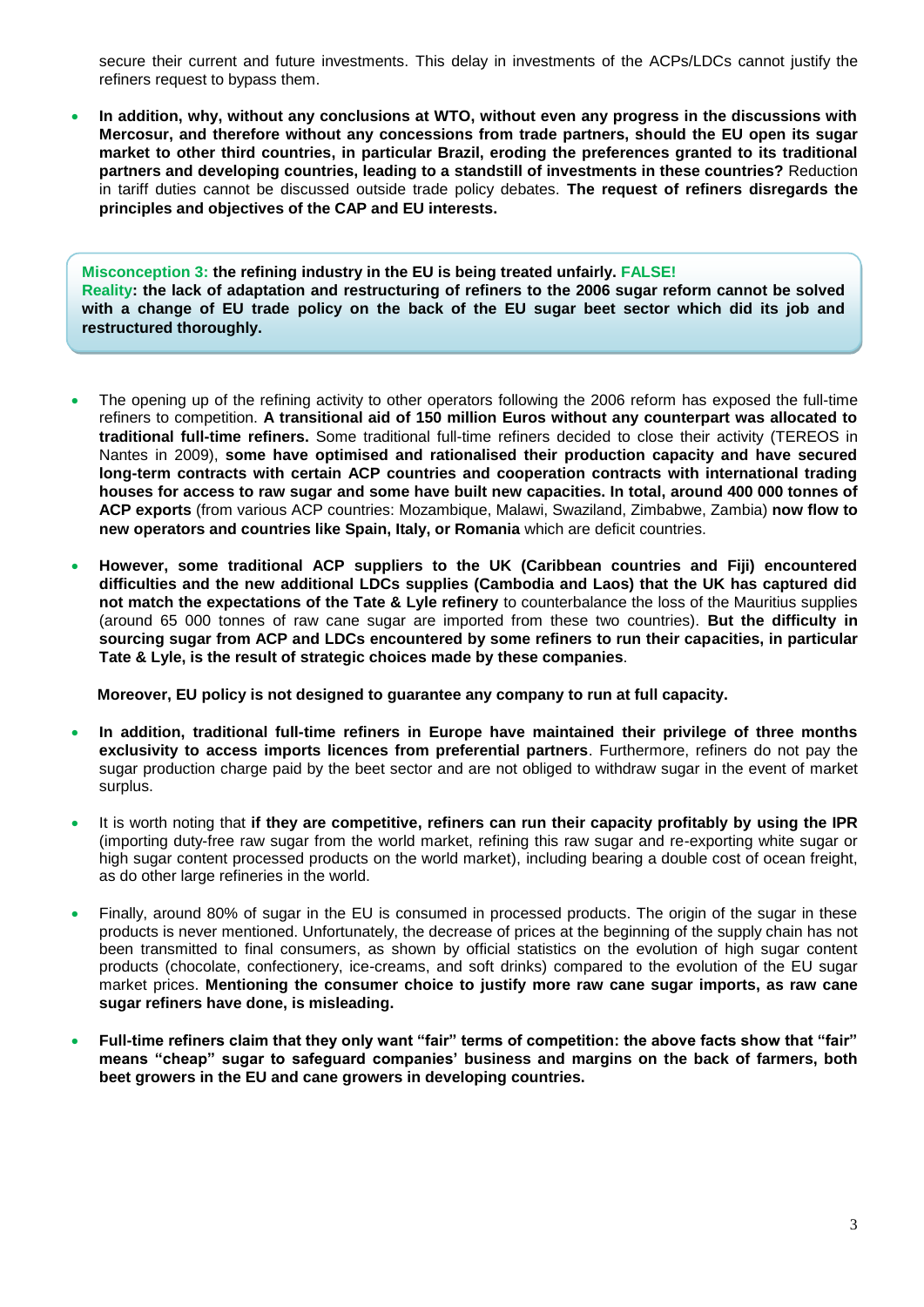secure their current and future investments. This delay in investments of the ACPs/LDCs cannot justify the refiners request to bypass them.

- **In addition, why, without any conclusions at WTO, without even any progress in the discussions with Mercosur, and therefore without any concessions from trade partners, should the EU open its sugar market to other third countries, in particular Brazil, eroding the preferences granted to its traditional partners and developing countries, leading to a standstill of investments in these countries?** Reduction in tariff duties cannot be discussed outside trade policy debates. **The request of refiners disregards the principles and objectives of the CAP and EU interests.**

> **Misconception 3: the refining industry in the EU is being treated unfairly. FALSE!**
> **Reality: the lack of adaptation and restructuring of refiners to the 2006 sugar reform cannot be solved with a change of EU trade policy on the back of the EU sugar beet sector which did its job and restructured thoroughly.**

- The opening up of the refining activity to other operators following the 2006 reform has exposed the full-time refiners to competition. **A transitional aid of 150 million Euros without any counterpart was allocated to traditional full-time refiners.** Some traditional full-time refiners decided to close their activity (TEREOS in Nantes in 2009), **some have optimised and rationalised their production capacity and have secured long-term contracts with certain ACP countries and cooperation contracts with international trading houses for access to raw sugar and some have built new capacities. In total, around 400 000 tonnes of ACP exports** (from various ACP countries: Mozambique, Malawi, Swaziland, Zimbabwe, Zambia) **now flow to new operators and countries like Spain, Italy, or Romania** which are deficit countries.

- **However, some traditional ACP suppliers to the UK (Caribbean countries and Fiji) encountered difficulties and the new additional LDCs supplies (Cambodia and Laos) that the UK has captured did not match the expectations of the Tate & Lyle refinery** to counterbalance the loss of the Mauritius supplies (around 65 000 tonnes of raw cane sugar are imported from these two countries). **But the difficulty in sourcing sugar from ACP and LDCs encountered by some refiners to run their capacities, in particular Tate & Lyle, is the result of strategic choices made by these companies**.

  **Moreover, EU policy is not designed to guarantee any company to run at full capacity.**

- **In addition, traditional full-time refiners in Europe have maintained their privilege of three months exclusivity to access imports licences from preferential partners**. Furthermore, refiners do not pay the sugar production charge paid by the beet sector and are not obliged to withdraw sugar in the event of market surplus.

- It is worth noting that **if they are competitive, refiners can run their capacity profitably by using the IPR** (importing duty-free raw sugar from the world market, refining this raw sugar and re-exporting white sugar or high sugar content processed products on the world market), including bearing a double cost of ocean freight, as do other large refineries in the world.

- Finally, around 80% of sugar in the EU is consumed in processed products. The origin of the sugar in these products is never mentioned. Unfortunately, the decrease of prices at the beginning of the supply chain has not been transmitted to final consumers, as shown by official statistics on the evolution of high sugar content products (chocolate, confectionery, ice-creams, and soft drinks) compared to the evolution of the EU sugar market prices. **Mentioning the consumer choice to justify more raw cane sugar imports, as raw cane sugar refiners have done, is misleading.**

- **Full-time refiners claim that they only want "fair" terms of competition: the above facts show that "fair" means "cheap" sugar to safeguard companies' business and margins on the back of farmers, both beet growers in the EU and cane growers in developing countries.**